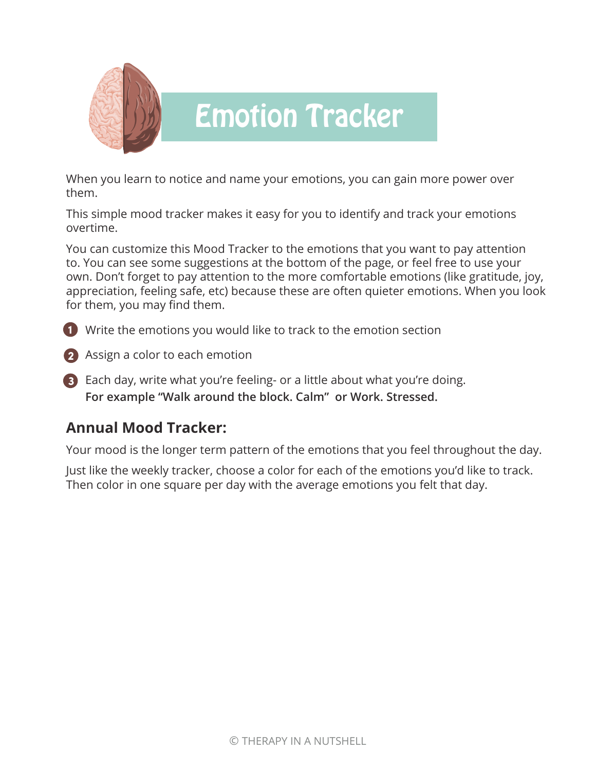# Emotion Tracker

When you learn to notice and name your emotions, you can gain more power over them.

This simple mood tracker makes it easy for you to identify and track your emotions overtime.

You can customize this Mood Tracker to the emotions that you want to pay attention to. You can see some suggestions at the bottom of the page, or feel free to use your own. Don't forget to pay attention to the more comfortable emotions (like gratitude, joy, appreciation, feeling safe, etc) because these are often quieter emotions. When you look for them, you may find them.

1. Write the emotions you would like to track to the emotion section
2. Assign a color to each emotion
3. Each day, write what you're feeling- or a little about what you're doing.
   **For example "Walk around the block. Calm" or Work. Stressed.**

## Annual Mood Tracker:

Your mood is the longer term pattern of the emotions that you feel throughout the day.

Just like the weekly tracker, choose a color for each of the emotions you'd like to track. Then color in one square per day with the average emotions you felt that day.

© THERAPY IN A NUTSHELL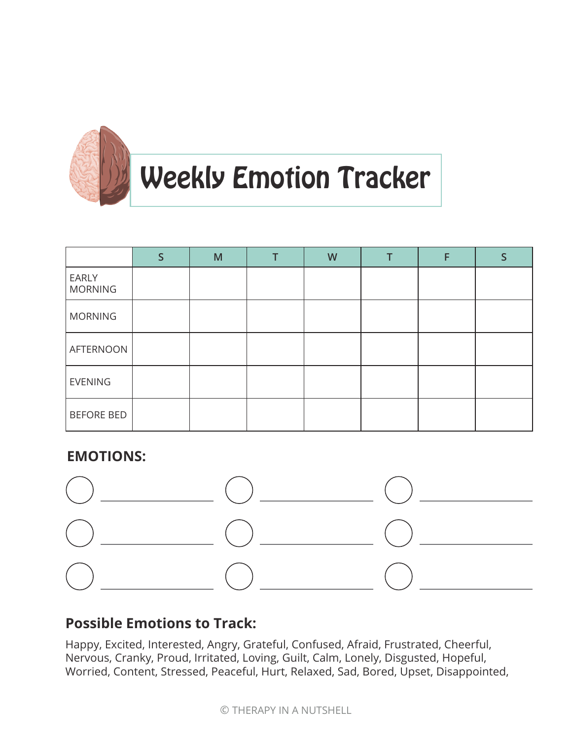# Weekly Emotion Tracker

| | S | M | T | W | T | F | S |
|---|---|---|---|---|---|---|---|
| EARLY MORNING | | | | | | | |
| MORNING | | | | | | | |
| AFTERNOON | | | | | | | |
| EVENING | | | | | | | |
| BEFORE BED | | | | | | | |

**EMOTIONS:**

○ ____________ ○ ____________ ○ ____________

○ ____________ ○ ____________ ○ ____________

○ ____________ ○ ____________ ○ ____________

## Possible Emotions to Track:

Happy, Excited, Interested, Angry, Grateful, Confused, Afraid, Frustrated, Cheerful, Nervous, Cranky, Proud, Irritated, Loving, Guilt, Calm, Lonely, Disgusted, Hopeful, Worried, Content, Stressed, Peaceful, Hurt, Relaxed, Sad, Bored, Upset, Disappointed,

© THERAPY IN A NUTSHELL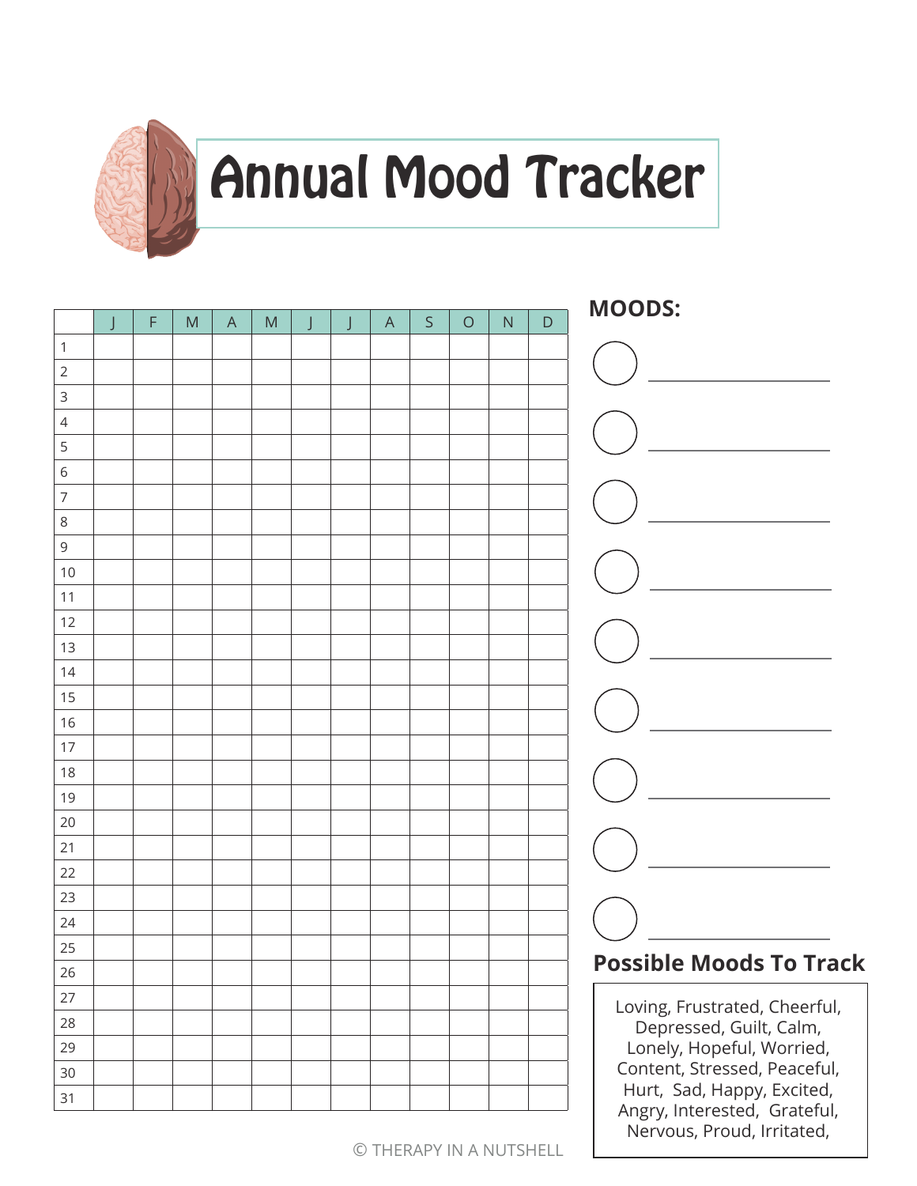# Annual Mood Tracker

| | J | F | M | A | M | J | J | A | S | O | N | D |
|---|---|---|---|---|---|---|---|---|---|---|---|---|
| 1 | | | | | | | | | | | | |
| 2 | | | | | | | | | | | | |
| 3 | | | | | | | | | | | | |
| 4 | | | | | | | | | | | | |
| 5 | | | | | | | | | | | | |
| 6 | | | | | | | | | | | | |
| 7 | | | | | | | | | | | | |
| 8 | | | | | | | | | | | | |
| 9 | | | | | | | | | | | | |
| 10 | | | | | | | | | | | | |
| 11 | | | | | | | | | | | | |
| 12 | | | | | | | | | | | | |
| 13 | | | | | | | | | | | | |
| 14 | | | | | | | | | | | | |
| 15 | | | | | | | | | | | | |
| 16 | | | | | | | | | | | | |
| 17 | | | | | | | | | | | | |
| 18 | | | | | | | | | | | | |
| 19 | | | | | | | | | | | | |
| 20 | | | | | | | | | | | | |
| 21 | | | | | | | | | | | | |
| 22 | | | | | | | | | | | | |
| 23 | | | | | | | | | | | | |
| 24 | | | | | | | | | | | | |
| 25 | | | | | | | | | | | | |
| 26 | | | | | | | | | | | | |
| 27 | | | | | | | | | | | | |
| 28 | | | | | | | | | | | | |
| 29 | | | | | | | | | | | | |
| 30 | | | | | | | | | | | | |
| 31 | | | | | | | | | | | | |

**MOODS:**

- ○ ____________________
- ○ ____________________
- ○ ____________________
- ○ ____________________
- ○ ____________________
- ○ ____________________
- ○ ____________________
- ○ ____________________
- ○ ____________________

**Possible Moods To Track**

Loving, Frustrated, Cheerful, Depressed, Guilt, Calm, Lonely, Hopeful, Worried, Content, Stressed, Peaceful, Hurt, Sad, Happy, Excited, Angry, Interested, Grateful, Nervous, Proud, Irritated,

© THERAPY IN A NUTSHELL